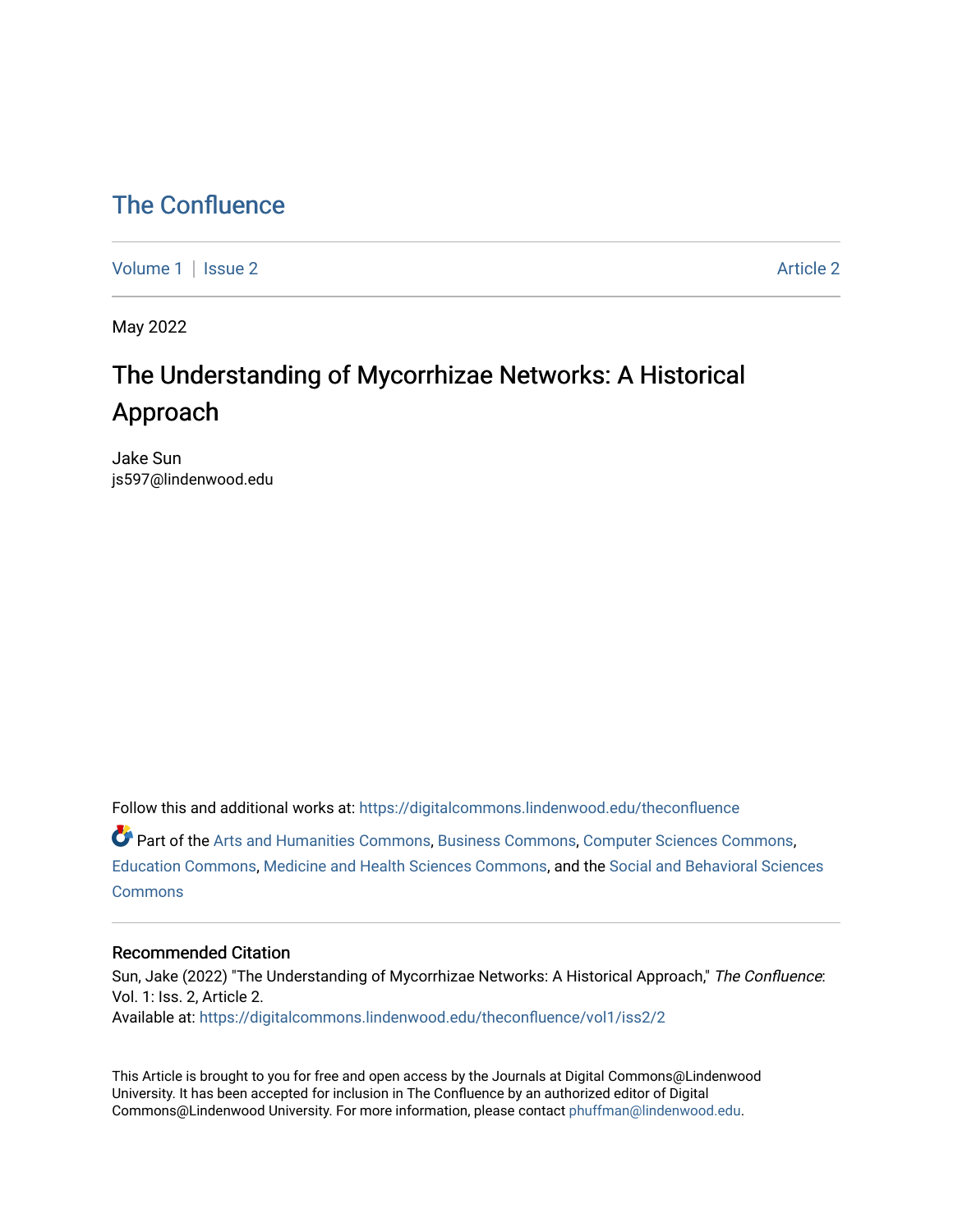# The Confluence

Volume 1 | Issue 2 Article 2

May 2022

## The Understanding of Mycorrhizae Networks: A Historical Approach

Jake Sun
js597@lindenwood.edu

Follow this and additional works at: https://digitalcommons.lindenwood.edu/theconfluence

Part of the Arts and Humanities Commons, Business Commons, Computer Sciences Commons, Education Commons, Medicine and Health Sciences Commons, and the Social and Behavioral Sciences Commons

### Recommended Citation

Sun, Jake (2022) "The Understanding of Mycorrhizae Networks: A Historical Approach," *The Confluence*: Vol. 1: Iss. 2, Article 2.
Available at: https://digitalcommons.lindenwood.edu/theconfluence/vol1/iss2/2

This Article is brought to you for free and open access by the Journals at Digital Commons@Lindenwood University. It has been accepted for inclusion in The Confluence by an authorized editor of Digital Commons@Lindenwood University. For more information, please contact phuffman@lindenwood.edu.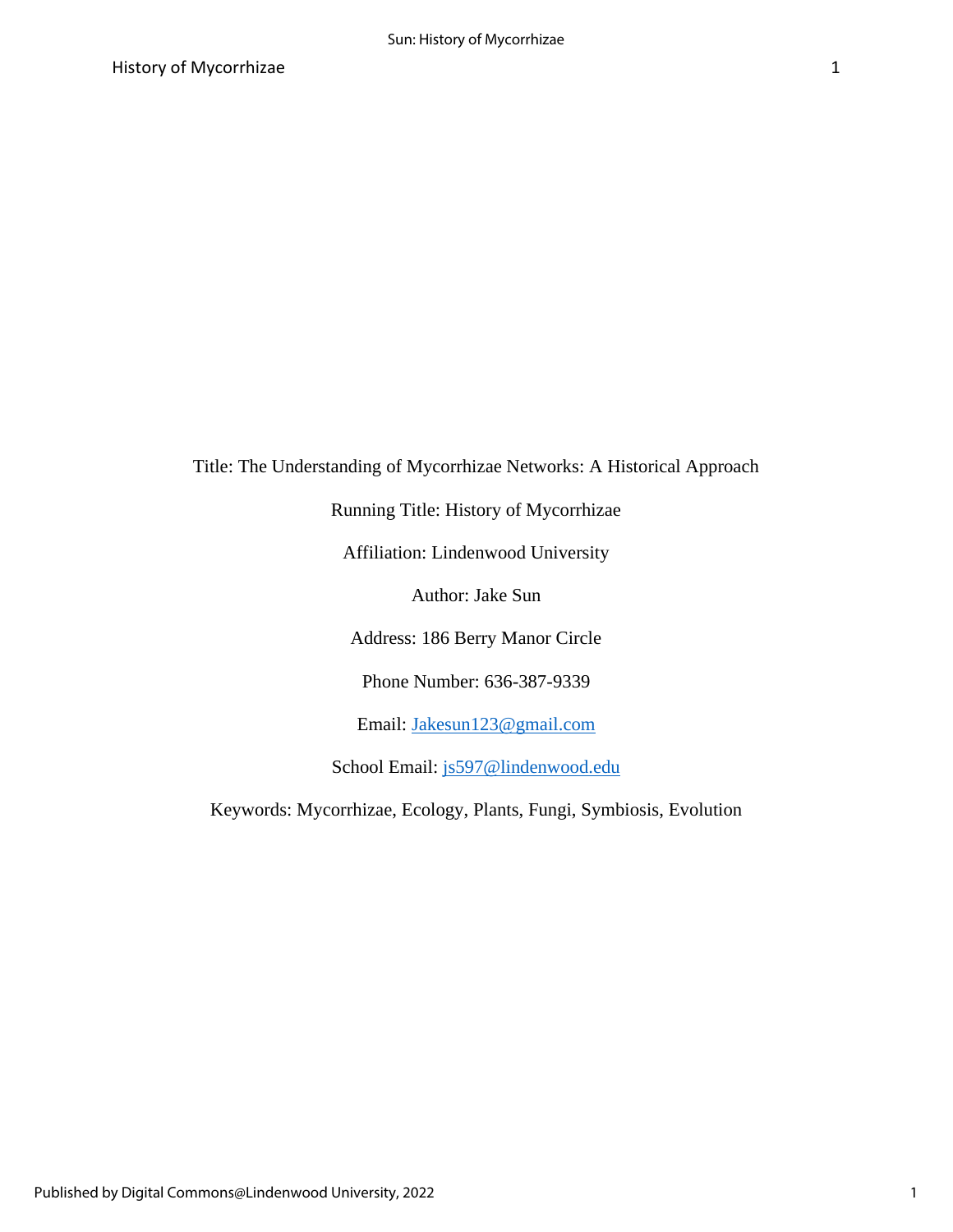Title: The Understanding of Mycorrhizae Networks: A Historical Approach

Running Title: History of Mycorrhizae

Affiliation: Lindenwood University

Author: Jake Sun

Address: 186 Berry Manor Circle

Phone Number: 636-387-9339

Email: Jakesun123@gmail.com

School Email: js597@lindenwood.edu

Keywords: Mycorrhizae, Ecology, Plants, Fungi, Symbiosis, Evolution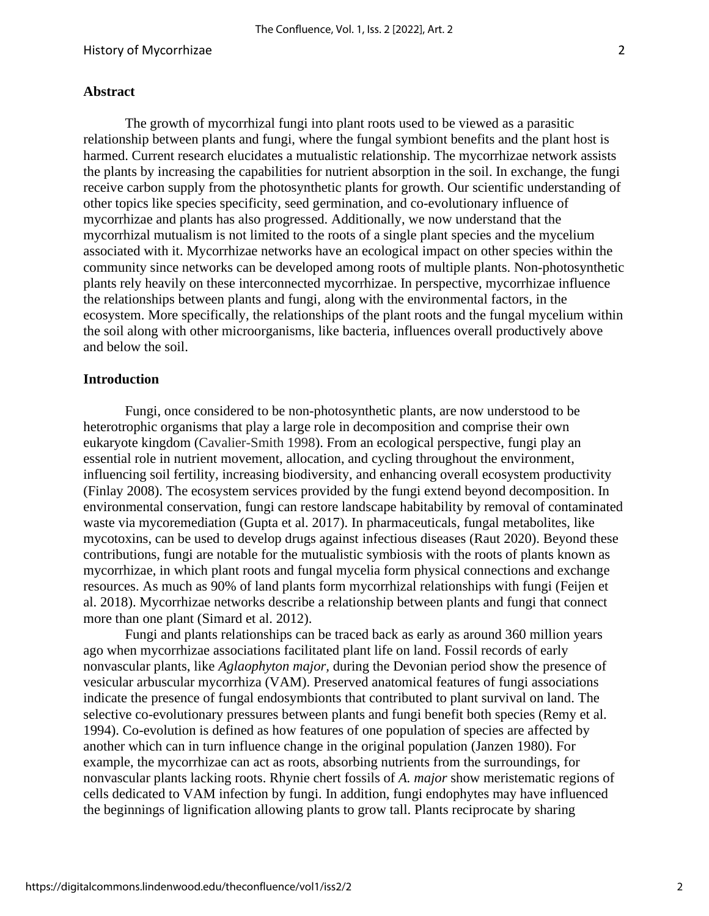## Abstract

The growth of mycorrhizal fungi into plant roots used to be viewed as a parasitic relationship between plants and fungi, where the fungal symbiont benefits and the plant host is harmed. Current research elucidates a mutualistic relationship. The mycorrhizae network assists the plants by increasing the capabilities for nutrient absorption in the soil. In exchange, the fungi receive carbon supply from the photosynthetic plants for growth. Our scientific understanding of other topics like species specificity, seed germination, and co-evolutionary influence of mycorrhizae and plants has also progressed. Additionally, we now understand that the mycorrhizal mutualism is not limited to the roots of a single plant species and the mycelium associated with it. Mycorrhizae networks have an ecological impact on other species within the community since networks can be developed among roots of multiple plants. Non-photosynthetic plants rely heavily on these interconnected mycorrhizae. In perspective, mycorrhizae influence the relationships between plants and fungi, along with the environmental factors, in the ecosystem. More specifically, the relationships of the plant roots and the fungal mycelium within the soil along with other microorganisms, like bacteria, influences overall productively above and below the soil.

## Introduction

Fungi, once considered to be non-photosynthetic plants, are now understood to be heterotrophic organisms that play a large role in decomposition and comprise their own eukaryote kingdom (Cavalier-Smith 1998). From an ecological perspective, fungi play an essential role in nutrient movement, allocation, and cycling throughout the environment, influencing soil fertility, increasing biodiversity, and enhancing overall ecosystem productivity (Finlay 2008). The ecosystem services provided by the fungi extend beyond decomposition. In environmental conservation, fungi can restore landscape habitability by removal of contaminated waste via mycoremediation (Gupta et al. 2017). In pharmaceuticals, fungal metabolites, like mycotoxins, can be used to develop drugs against infectious diseases (Raut 2020). Beyond these contributions, fungi are notable for the mutualistic symbiosis with the roots of plants known as mycorrhizae, in which plant roots and fungal mycelia form physical connections and exchange resources. As much as 90% of land plants form mycorrhizal relationships with fungi (Feijen et al. 2018). Mycorrhizae networks describe a relationship between plants and fungi that connect more than one plant (Simard et al. 2012).

Fungi and plants relationships can be traced back as early as around 360 million years ago when mycorrhizae associations facilitated plant life on land. Fossil records of early nonvascular plants, like *Aglaophyton major,* during the Devonian period show the presence of vesicular arbuscular mycorrhiza (VAM). Preserved anatomical features of fungi associations indicate the presence of fungal endosymbionts that contributed to plant survival on land. The selective co-evolutionary pressures between plants and fungi benefit both species (Remy et al. 1994). Co-evolution is defined as how features of one population of species are affected by another which can in turn influence change in the original population (Janzen 1980). For example, the mycorrhizae can act as roots, absorbing nutrients from the surroundings, for nonvascular plants lacking roots. Rhynie chert fossils of *A. major* show meristematic regions of cells dedicated to VAM infection by fungi. In addition, fungi endophytes may have influenced the beginnings of lignification allowing plants to grow tall. Plants reciprocate by sharing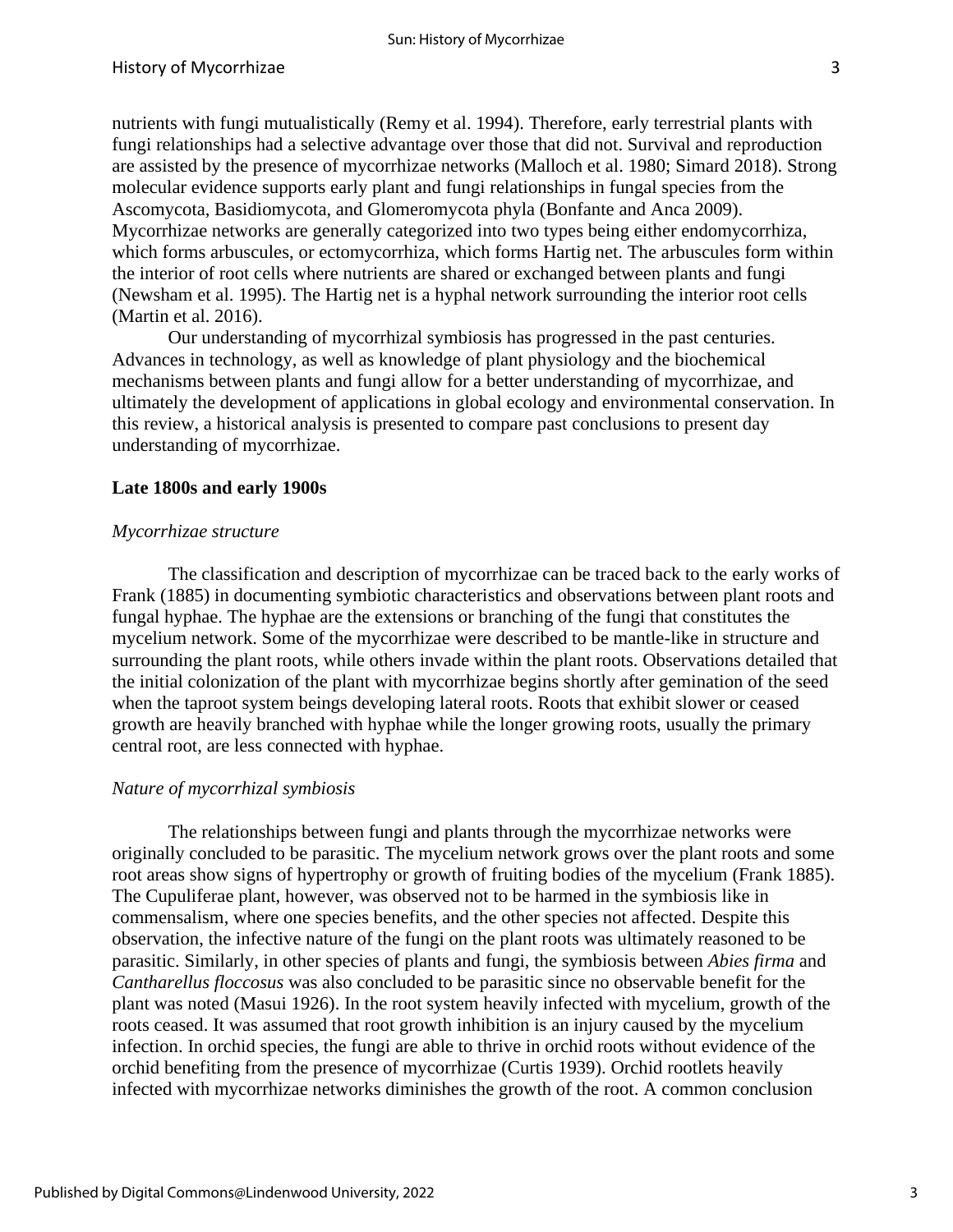nutrients with fungi mutualistically (Remy et al. 1994). Therefore, early terrestrial plants with fungi relationships had a selective advantage over those that did not. Survival and reproduction are assisted by the presence of mycorrhizae networks (Malloch et al. 1980; Simard 2018). Strong molecular evidence supports early plant and fungi relationships in fungal species from the Ascomycota, Basidiomycota, and Glomeromycota phyla (Bonfante and Anca 2009). Mycorrhizae networks are generally categorized into two types being either endomycorrhiza, which forms arbuscules, or ectomycorrhiza, which forms Hartig net. The arbuscules form within the interior of root cells where nutrients are shared or exchanged between plants and fungi (Newsham et al. 1995). The Hartig net is a hyphal network surrounding the interior root cells (Martin et al. 2016).

Our understanding of mycorrhizal symbiosis has progressed in the past centuries. Advances in technology, as well as knowledge of plant physiology and the biochemical mechanisms between plants and fungi allow for a better understanding of mycorrhizae, and ultimately the development of applications in global ecology and environmental conservation. In this review, a historical analysis is presented to compare past conclusions to present day understanding of mycorrhizae.

## Late 1800s and early 1900s

### *Mycorrhizae structure*

The classification and description of mycorrhizae can be traced back to the early works of Frank (1885) in documenting symbiotic characteristics and observations between plant roots and fungal hyphae. The hyphae are the extensions or branching of the fungi that constitutes the mycelium network. Some of the mycorrhizae were described to be mantle-like in structure and surrounding the plant roots, while others invade within the plant roots. Observations detailed that the initial colonization of the plant with mycorrhizae begins shortly after gemination of the seed when the taproot system beings developing lateral roots. Roots that exhibit slower or ceased growth are heavily branched with hyphae while the longer growing roots, usually the primary central root, are less connected with hyphae.

### *Nature of mycorrhizal symbiosis*

The relationships between fungi and plants through the mycorrhizae networks were originally concluded to be parasitic. The mycelium network grows over the plant roots and some root areas show signs of hypertrophy or growth of fruiting bodies of the mycelium (Frank 1885). The Cupuliferae plant, however, was observed not to be harmed in the symbiosis like in commensalism, where one species benefits, and the other species not affected. Despite this observation, the infective nature of the fungi on the plant roots was ultimately reasoned to be parasitic. Similarly, in other species of plants and fungi, the symbiosis between *Abies firma* and *Cantharellus floccosus* was also concluded to be parasitic since no observable benefit for the plant was noted (Masui 1926). In the root system heavily infected with mycelium, growth of the roots ceased. It was assumed that root growth inhibition is an injury caused by the mycelium infection. In orchid species, the fungi are able to thrive in orchid roots without evidence of the orchid benefiting from the presence of mycorrhizae (Curtis 1939). Orchid rootlets heavily infected with mycorrhizae networks diminishes the growth of the root. A common conclusion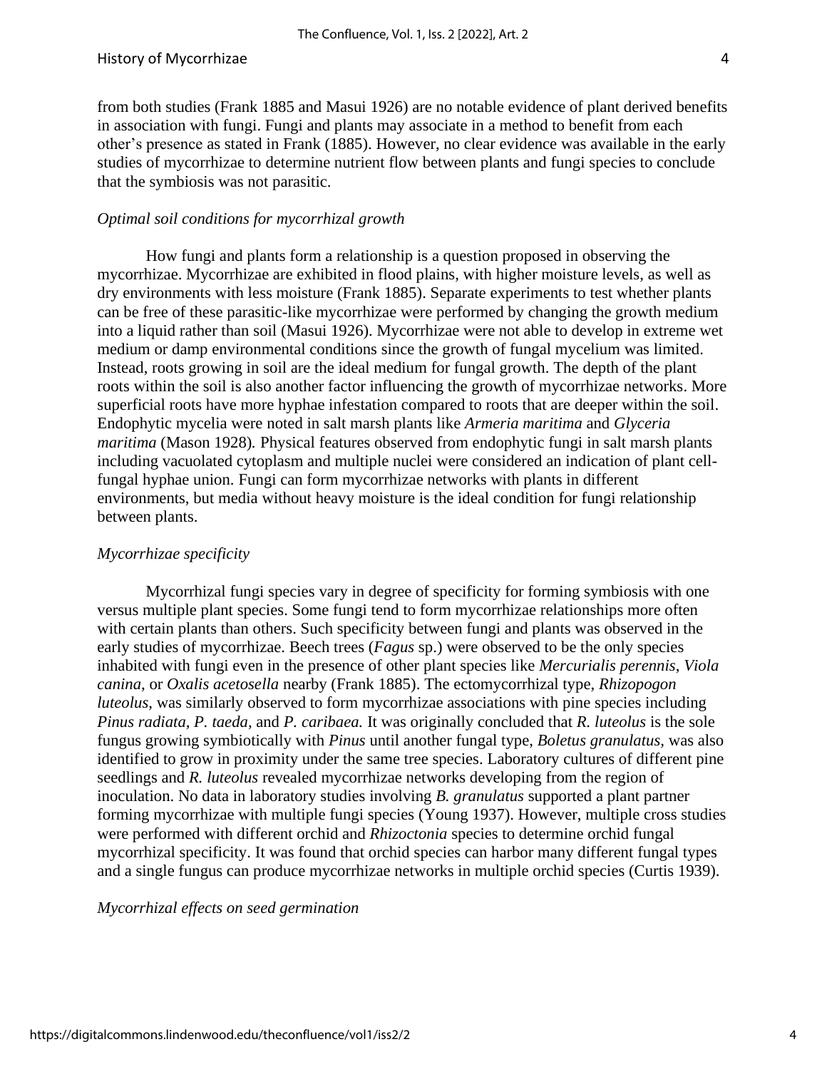from both studies (Frank 1885 and Masui 1926) are no notable evidence of plant derived benefits in association with fungi. Fungi and plants may associate in a method to benefit from each other's presence as stated in Frank (1885). However, no clear evidence was available in the early studies of mycorrhizae to determine nutrient flow between plants and fungi species to conclude that the symbiosis was not parasitic.

*Optimal soil conditions for mycorrhizal growth*

How fungi and plants form a relationship is a question proposed in observing the mycorrhizae. Mycorrhizae are exhibited in flood plains, with higher moisture levels, as well as dry environments with less moisture (Frank 1885). Separate experiments to test whether plants can be free of these parasitic-like mycorrhizae were performed by changing the growth medium into a liquid rather than soil (Masui 1926). Mycorrhizae were not able to develop in extreme wet medium or damp environmental conditions since the growth of fungal mycelium was limited. Instead, roots growing in soil are the ideal medium for fungal growth. The depth of the plant roots within the soil is also another factor influencing the growth of mycorrhizae networks. More superficial roots have more hyphae infestation compared to roots that are deeper within the soil. Endophytic mycelia were noted in salt marsh plants like *Armeria maritima* and *Glyceria maritima* (Mason 1928). Physical features observed from endophytic fungi in salt marsh plants including vacuolated cytoplasm and multiple nuclei were considered an indication of plant cell-fungal hyphae union. Fungi can form mycorrhizae networks with plants in different environments, but media without heavy moisture is the ideal condition for fungi relationship between plants.

*Mycorrhizae specificity*

Mycorrhizal fungi species vary in degree of specificity for forming symbiosis with one versus multiple plant species. Some fungi tend to form mycorrhizae relationships more often with certain plants than others. Such specificity between fungi and plants was observed in the early studies of mycorrhizae. Beech trees (*Fagus* sp.) were observed to be the only species inhabited with fungi even in the presence of other plant species like *Mercurialis perennis*, *Viola canina*, or *Oxalis acetosella* nearby (Frank 1885). The ectomycorrhizal type, *Rhizopogon luteolus*, was similarly observed to form mycorrhizae associations with pine species including *Pinus radiata*, *P. taeda*, and *P. caribaea.* It was originally concluded that *R. luteolus* is the sole fungus growing symbiotically with *Pinus* until another fungal type, *Boletus granulatus*, was also identified to grow in proximity under the same tree species. Laboratory cultures of different pine seedlings and *R. luteolus* revealed mycorrhizae networks developing from the region of inoculation. No data in laboratory studies involving *B. granulatus* supported a plant partner forming mycorrhizae with multiple fungi species (Young 1937). However, multiple cross studies were performed with different orchid and *Rhizoctonia* species to determine orchid fungal mycorrhizal specificity. It was found that orchid species can harbor many different fungal types and a single fungus can produce mycorrhizae networks in multiple orchid species (Curtis 1939).

*Mycorrhizal effects on seed germination*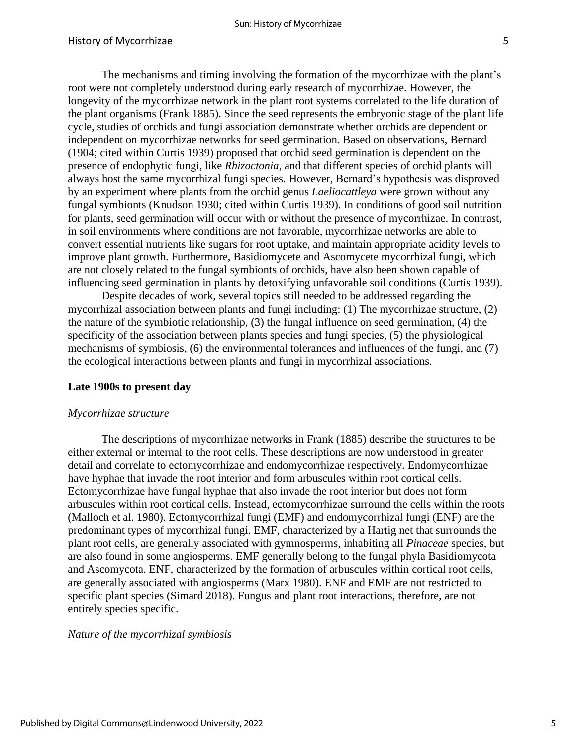The mechanisms and timing involving the formation of the mycorrhizae with the plant's root were not completely understood during early research of mycorrhizae. However, the longevity of the mycorrhizae network in the plant root systems correlated to the life duration of the plant organisms (Frank 1885). Since the seed represents the embryonic stage of the plant life cycle, studies of orchids and fungi association demonstrate whether orchids are dependent or independent on mycorrhizae networks for seed germination. Based on observations, Bernard (1904; cited within Curtis 1939) proposed that orchid seed germination is dependent on the presence of endophytic fungi, like *Rhizoctonia*, and that different species of orchid plants will always host the same mycorrhizal fungi species. However, Bernard's hypothesis was disproved by an experiment where plants from the orchid genus *Laeliocattleya* were grown without any fungal symbionts (Knudson 1930; cited within Curtis 1939). In conditions of good soil nutrition for plants, seed germination will occur with or without the presence of mycorrhizae. In contrast, in soil environments where conditions are not favorable, mycorrhizae networks are able to convert essential nutrients like sugars for root uptake, and maintain appropriate acidity levels to improve plant growth. Furthermore, Basidiomycete and Ascomycete mycorrhizal fungi, which are not closely related to the fungal symbionts of orchids, have also been shown capable of influencing seed germination in plants by detoxifying unfavorable soil conditions (Curtis 1939).

Despite decades of work, several topics still needed to be addressed regarding the mycorrhizal association between plants and fungi including: (1) The mycorrhizae structure, (2) the nature of the symbiotic relationship, (3) the fungal influence on seed germination, (4) the specificity of the association between plants species and fungi species, (5) the physiological mechanisms of symbiosis, (6) the environmental tolerances and influences of the fungi, and (7) the ecological interactions between plants and fungi in mycorrhizal associations.

## Late 1900s to present day

### *Mycorrhizae structure*

The descriptions of mycorrhizae networks in Frank (1885) describe the structures to be either external or internal to the root cells. These descriptions are now understood in greater detail and correlate to ectomycorrhizae and endomycorrhizae respectively. Endomycorrhizae have hyphae that invade the root interior and form arbuscules within root cortical cells. Ectomycorrhizae have fungal hyphae that also invade the root interior but does not form arbuscules within root cortical cells. Instead, ectomycorrhizae surround the cells within the roots (Malloch et al. 1980). Ectomycorrhizal fungi (EMF) and endomycorrhizal fungi (ENF) are the predominant types of mycorrhizal fungi. EMF, characterized by a Hartig net that surrounds the plant root cells, are generally associated with gymnosperms, inhabiting all *Pinaceae* species, but are also found in some angiosperms. EMF generally belong to the fungal phyla Basidiomycota and Ascomycota. ENF, characterized by the formation of arbuscules within cortical root cells, are generally associated with angiosperms (Marx 1980). ENF and EMF are not restricted to specific plant species (Simard 2018). Fungus and plant root interactions, therefore, are not entirely species specific.

### *Nature of the mycorrhizal symbiosis*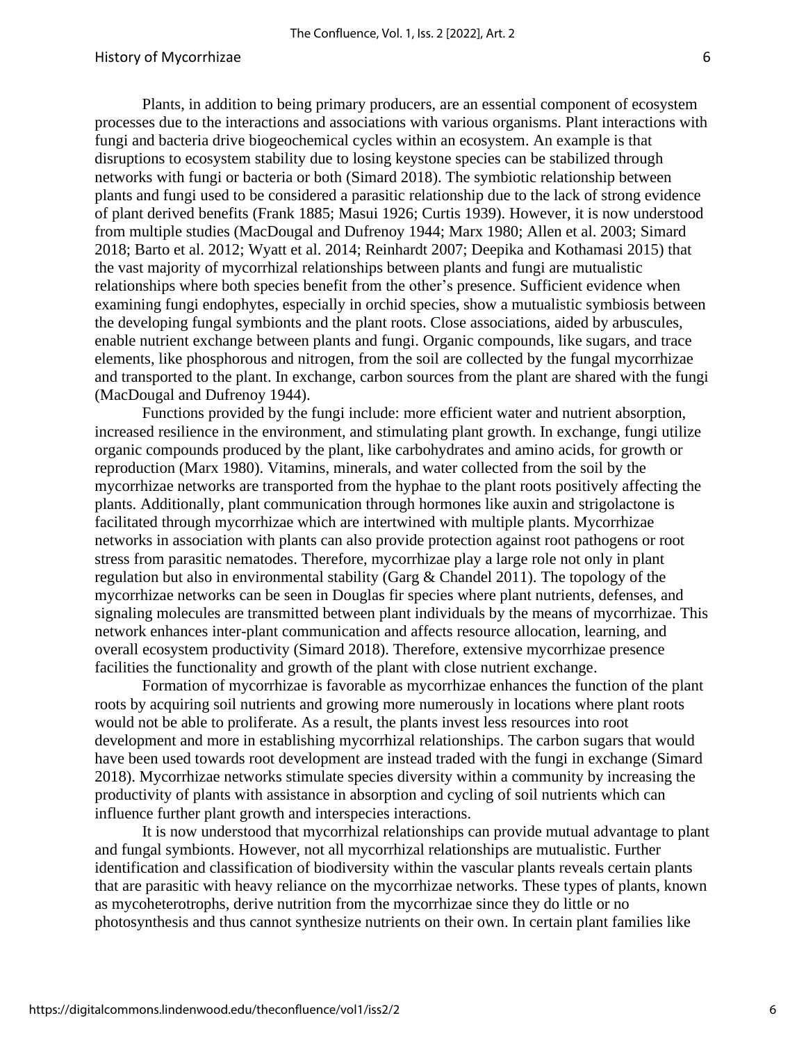Plants, in addition to being primary producers, are an essential component of ecosystem processes due to the interactions and associations with various organisms. Plant interactions with fungi and bacteria drive biogeochemical cycles within an ecosystem. An example is that disruptions to ecosystem stability due to losing keystone species can be stabilized through networks with fungi or bacteria or both (Simard 2018). The symbiotic relationship between plants and fungi used to be considered a parasitic relationship due to the lack of strong evidence of plant derived benefits (Frank 1885; Masui 1926; Curtis 1939). However, it is now understood from multiple studies (MacDougal and Dufrenoy 1944; Marx 1980; Allen et al. 2003; Simard 2018; Barto et al. 2012; Wyatt et al. 2014; Reinhardt 2007; Deepika and Kothamasi 2015) that the vast majority of mycorrhizal relationships between plants and fungi are mutualistic relationships where both species benefit from the other's presence. Sufficient evidence when examining fungi endophytes, especially in orchid species, show a mutualistic symbiosis between the developing fungal symbionts and the plant roots. Close associations, aided by arbuscules, enable nutrient exchange between plants and fungi. Organic compounds, like sugars, and trace elements, like phosphorous and nitrogen, from the soil are collected by the fungal mycorrhizae and transported to the plant. In exchange, carbon sources from the plant are shared with the fungi (MacDougal and Dufrenoy 1944).

Functions provided by the fungi include: more efficient water and nutrient absorption, increased resilience in the environment, and stimulating plant growth. In exchange, fungi utilize organic compounds produced by the plant, like carbohydrates and amino acids, for growth or reproduction (Marx 1980). Vitamins, minerals, and water collected from the soil by the mycorrhizae networks are transported from the hyphae to the plant roots positively affecting the plants. Additionally, plant communication through hormones like auxin and strigolactone is facilitated through mycorrhizae which are intertwined with multiple plants. Mycorrhizae networks in association with plants can also provide protection against root pathogens or root stress from parasitic nematodes. Therefore, mycorrhizae play a large role not only in plant regulation but also in environmental stability (Garg & Chandel 2011). The topology of the mycorrhizae networks can be seen in Douglas fir species where plant nutrients, defenses, and signaling molecules are transmitted between plant individuals by the means of mycorrhizae. This network enhances inter-plant communication and affects resource allocation, learning, and overall ecosystem productivity (Simard 2018). Therefore, extensive mycorrhizae presence facilities the functionality and growth of the plant with close nutrient exchange.

Formation of mycorrhizae is favorable as mycorrhizae enhances the function of the plant roots by acquiring soil nutrients and growing more numerously in locations where plant roots would not be able to proliferate. As a result, the plants invest less resources into root development and more in establishing mycorrhizal relationships. The carbon sugars that would have been used towards root development are instead traded with the fungi in exchange (Simard 2018). Mycorrhizae networks stimulate species diversity within a community by increasing the productivity of plants with assistance in absorption and cycling of soil nutrients which can influence further plant growth and interspecies interactions.

It is now understood that mycorrhizal relationships can provide mutual advantage to plant and fungal symbionts. However, not all mycorrhizal relationships are mutualistic. Further identification and classification of biodiversity within the vascular plants reveals certain plants that are parasitic with heavy reliance on the mycorrhizae networks. These types of plants, known as mycoheterotrophs, derive nutrition from the mycorrhizae since they do little or no photosynthesis and thus cannot synthesize nutrients on their own. In certain plant families like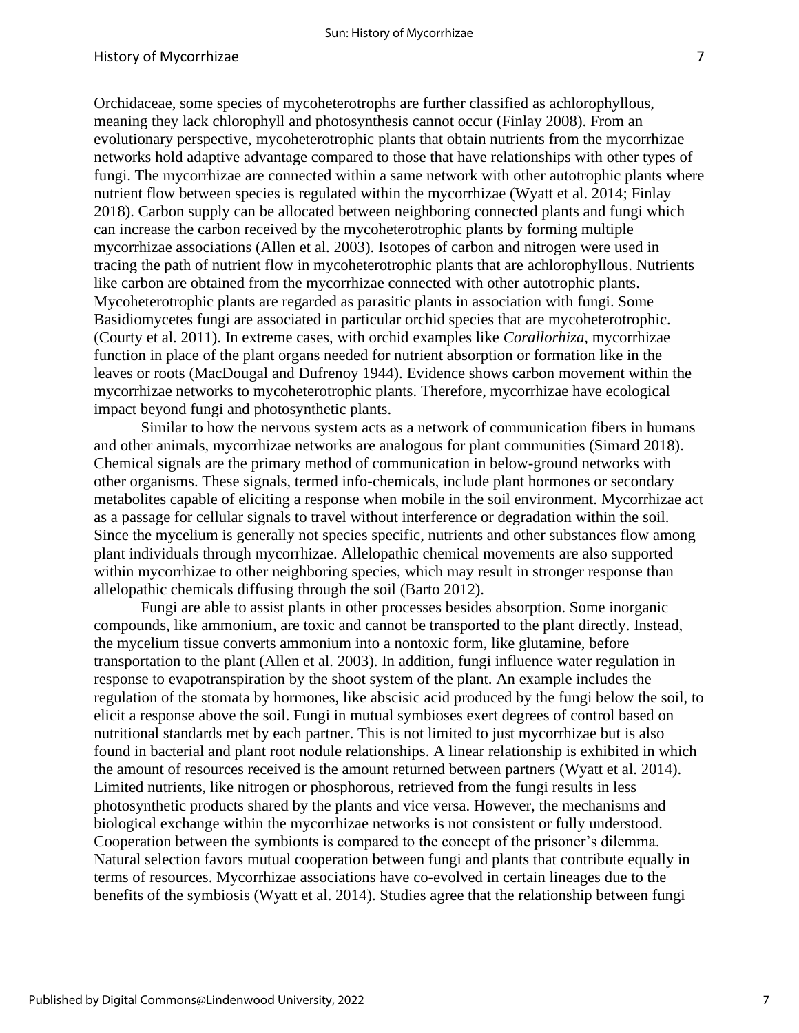Orchidaceae, some species of mycoheterotrophs are further classified as achlorophyllous, meaning they lack chlorophyll and photosynthesis cannot occur (Finlay 2008). From an evolutionary perspective, mycoheterotrophic plants that obtain nutrients from the mycorrhizae networks hold adaptive advantage compared to those that have relationships with other types of fungi. The mycorrhizae are connected within a same network with other autotrophic plants where nutrient flow between species is regulated within the mycorrhizae (Wyatt et al. 2014; Finlay 2018). Carbon supply can be allocated between neighboring connected plants and fungi which can increase the carbon received by the mycoheterotrophic plants by forming multiple mycorrhizae associations (Allen et al. 2003). Isotopes of carbon and nitrogen were used in tracing the path of nutrient flow in mycoheterotrophic plants that are achlorophyllous. Nutrients like carbon are obtained from the mycorrhizae connected with other autotrophic plants. Mycoheterotrophic plants are regarded as parasitic plants in association with fungi. Some Basidiomycetes fungi are associated in particular orchid species that are mycoheterotrophic. (Courty et al. 2011). In extreme cases, with orchid examples like *Corallorhiza,* mycorrhizae function in place of the plant organs needed for nutrient absorption or formation like in the leaves or roots (MacDougal and Dufrenoy 1944). Evidence shows carbon movement within the mycorrhizae networks to mycoheterotrophic plants. Therefore, mycorrhizae have ecological impact beyond fungi and photosynthetic plants.

Similar to how the nervous system acts as a network of communication fibers in humans and other animals, mycorrhizae networks are analogous for plant communities (Simard 2018). Chemical signals are the primary method of communication in below-ground networks with other organisms. These signals, termed info-chemicals, include plant hormones or secondary metabolites capable of eliciting a response when mobile in the soil environment. Mycorrhizae act as a passage for cellular signals to travel without interference or degradation within the soil. Since the mycelium is generally not species specific, nutrients and other substances flow among plant individuals through mycorrhizae. Allelopathic chemical movements are also supported within mycorrhizae to other neighboring species, which may result in stronger response than allelopathic chemicals diffusing through the soil (Barto 2012).

Fungi are able to assist plants in other processes besides absorption. Some inorganic compounds, like ammonium, are toxic and cannot be transported to the plant directly. Instead, the mycelium tissue converts ammonium into a nontoxic form, like glutamine, before transportation to the plant (Allen et al. 2003). In addition, fungi influence water regulation in response to evapotranspiration by the shoot system of the plant. An example includes the regulation of the stomata by hormones, like abscisic acid produced by the fungi below the soil, to elicit a response above the soil. Fungi in mutual symbioses exert degrees of control based on nutritional standards met by each partner. This is not limited to just mycorrhizae but is also found in bacterial and plant root nodule relationships. A linear relationship is exhibited in which the amount of resources received is the amount returned between partners (Wyatt et al. 2014). Limited nutrients, like nitrogen or phosphorous, retrieved from the fungi results in less photosynthetic products shared by the plants and vice versa. However, the mechanisms and biological exchange within the mycorrhizae networks is not consistent or fully understood. Cooperation between the symbionts is compared to the concept of the prisoner's dilemma. Natural selection favors mutual cooperation between fungi and plants that contribute equally in terms of resources. Mycorrhizae associations have co-evolved in certain lineages due to the benefits of the symbiosis (Wyatt et al. 2014). Studies agree that the relationship between fungi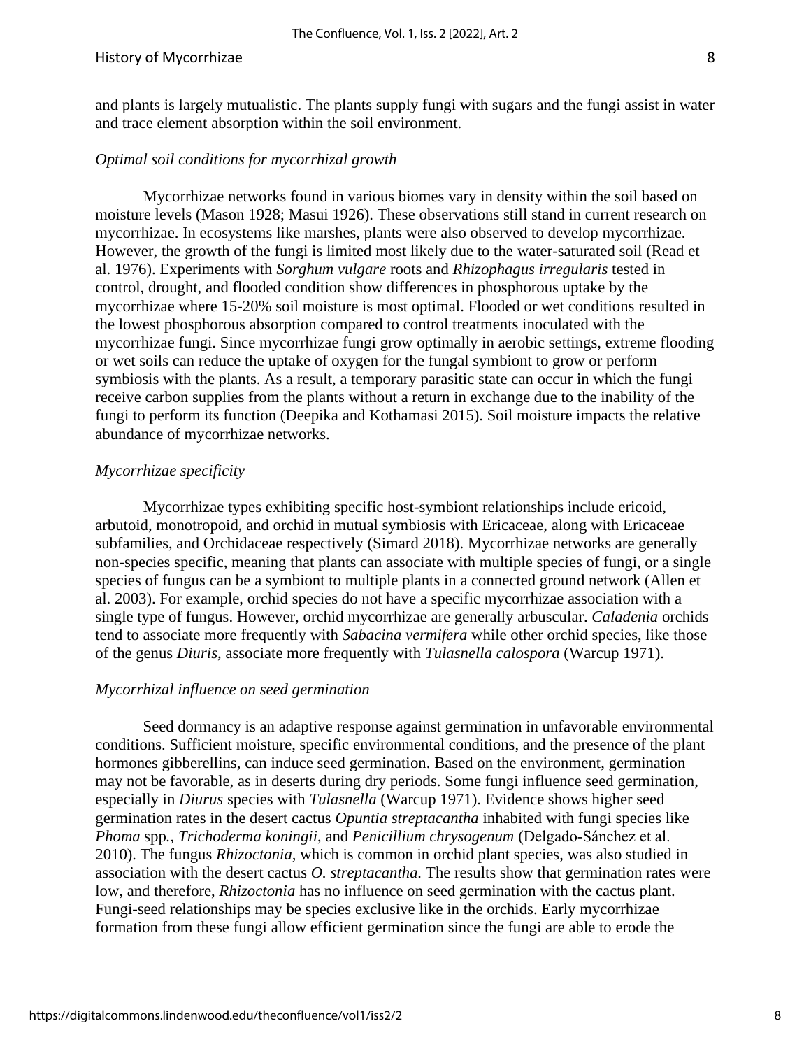and plants is largely mutualistic. The plants supply fungi with sugars and the fungi assist in water and trace element absorption within the soil environment.

*Optimal soil conditions for mycorrhizal growth*

Mycorrhizae networks found in various biomes vary in density within the soil based on moisture levels (Mason 1928; Masui 1926). These observations still stand in current research on mycorrhizae. In ecosystems like marshes, plants were also observed to develop mycorrhizae. However, the growth of the fungi is limited most likely due to the water-saturated soil (Read et al. 1976). Experiments with *Sorghum vulgare* roots and *Rhizophagus irregularis* tested in control, drought, and flooded condition show differences in phosphorous uptake by the mycorrhizae where 15-20% soil moisture is most optimal. Flooded or wet conditions resulted in the lowest phosphorous absorption compared to control treatments inoculated with the mycorrhizae fungi. Since mycorrhizae fungi grow optimally in aerobic settings, extreme flooding or wet soils can reduce the uptake of oxygen for the fungal symbiont to grow or perform symbiosis with the plants. As a result, a temporary parasitic state can occur in which the fungi receive carbon supplies from the plants without a return in exchange due to the inability of the fungi to perform its function (Deepika and Kothamasi 2015). Soil moisture impacts the relative abundance of mycorrhizae networks.

*Mycorrhizae specificity*

Mycorrhizae types exhibiting specific host-symbiont relationships include ericoid, arbutoid, monotropoid, and orchid in mutual symbiosis with Ericaceae, along with Ericaceae subfamilies, and Orchidaceae respectively (Simard 2018). Mycorrhizae networks are generally non-species specific, meaning that plants can associate with multiple species of fungi, or a single species of fungus can be a symbiont to multiple plants in a connected ground network (Allen et al. 2003). For example, orchid species do not have a specific mycorrhizae association with a single type of fungus. However, orchid mycorrhizae are generally arbuscular. *Caladenia* orchids tend to associate more frequently with *Sabacina vermifera* while other orchid species, like those of the genus *Diuris*, associate more frequently with *Tulasnella calospora* (Warcup 1971).

*Mycorrhizal influence on seed germination*

Seed dormancy is an adaptive response against germination in unfavorable environmental conditions. Sufficient moisture, specific environmental conditions, and the presence of the plant hormones gibberellins, can induce seed germination. Based on the environment, germination may not be favorable, as in deserts during dry periods. Some fungi influence seed germination, especially in *Diurus* species with *Tulasnella* (Warcup 1971). Evidence shows higher seed germination rates in the desert cactus *Opuntia streptacantha* inhabited with fungi species like *Phoma* spp., *Trichoderma koningii*, and *Penicillium chrysogenum* (Delgado-Sánchez et al. 2010). The fungus *Rhizoctonia,* which is common in orchid plant species, was also studied in association with the desert cactus *O. streptacantha.* The results show that germination rates were low, and therefore, *Rhizoctonia* has no influence on seed germination with the cactus plant. Fungi-seed relationships may be species exclusive like in the orchids. Early mycorrhizae formation from these fungi allow efficient germination since the fungi are able to erode the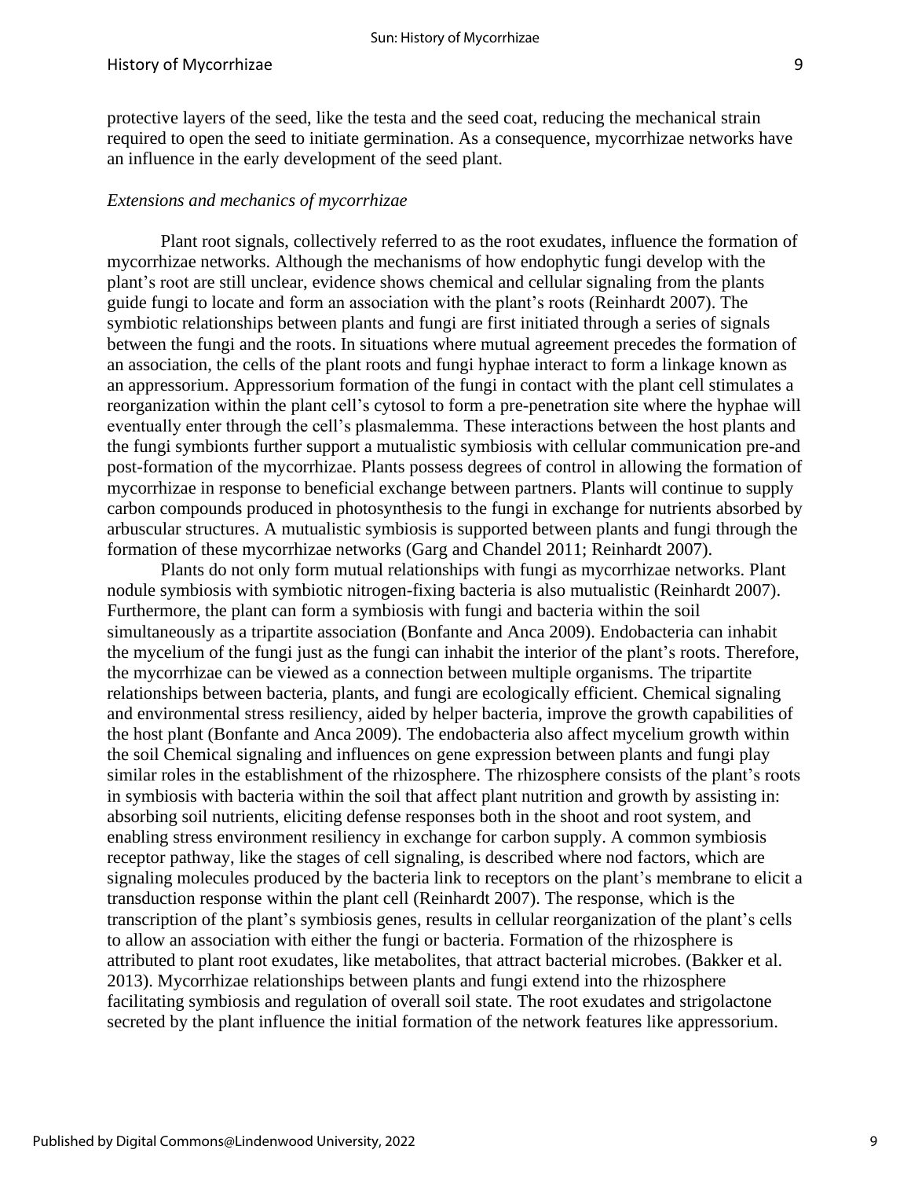protective layers of the seed, like the testa and the seed coat, reducing the mechanical strain required to open the seed to initiate germination. As a consequence, mycorrhizae networks have an influence in the early development of the seed plant.

### *Extensions and mechanics of mycorrhizae*

Plant root signals, collectively referred to as the root exudates, influence the formation of mycorrhizae networks. Although the mechanisms of how endophytic fungi develop with the plant's root are still unclear, evidence shows chemical and cellular signaling from the plants guide fungi to locate and form an association with the plant's roots (Reinhardt 2007). The symbiotic relationships between plants and fungi are first initiated through a series of signals between the fungi and the roots. In situations where mutual agreement precedes the formation of an association, the cells of the plant roots and fungi hyphae interact to form a linkage known as an appressorium. Appressorium formation of the fungi in contact with the plant cell stimulates a reorganization within the plant cell's cytosol to form a pre-penetration site where the hyphae will eventually enter through the cell's plasmalemma. These interactions between the host plants and the fungi symbionts further support a mutualistic symbiosis with cellular communication pre-and post-formation of the mycorrhizae. Plants possess degrees of control in allowing the formation of mycorrhizae in response to beneficial exchange between partners. Plants will continue to supply carbon compounds produced in photosynthesis to the fungi in exchange for nutrients absorbed by arbuscular structures. A mutualistic symbiosis is supported between plants and fungi through the formation of these mycorrhizae networks (Garg and Chandel 2011; Reinhardt 2007).

Plants do not only form mutual relationships with fungi as mycorrhizae networks. Plant nodule symbiosis with symbiotic nitrogen-fixing bacteria is also mutualistic (Reinhardt 2007). Furthermore, the plant can form a symbiosis with fungi and bacteria within the soil simultaneously as a tripartite association (Bonfante and Anca 2009). Endobacteria can inhabit the mycelium of the fungi just as the fungi can inhabit the interior of the plant's roots. Therefore, the mycorrhizae can be viewed as a connection between multiple organisms. The tripartite relationships between bacteria, plants, and fungi are ecologically efficient. Chemical signaling and environmental stress resiliency, aided by helper bacteria, improve the growth capabilities of the host plant (Bonfante and Anca 2009). The endobacteria also affect mycelium growth within the soil Chemical signaling and influences on gene expression between plants and fungi play similar roles in the establishment of the rhizosphere. The rhizosphere consists of the plant's roots in symbiosis with bacteria within the soil that affect plant nutrition and growth by assisting in: absorbing soil nutrients, eliciting defense responses both in the shoot and root system, and enabling stress environment resiliency in exchange for carbon supply. A common symbiosis receptor pathway, like the stages of cell signaling, is described where nod factors, which are signaling molecules produced by the bacteria link to receptors on the plant's membrane to elicit a transduction response within the plant cell (Reinhardt 2007). The response, which is the transcription of the plant's symbiosis genes, results in cellular reorganization of the plant's cells to allow an association with either the fungi or bacteria. Formation of the rhizosphere is attributed to plant root exudates, like metabolites, that attract bacterial microbes. (Bakker et al. 2013). Mycorrhizae relationships between plants and fungi extend into the rhizosphere facilitating symbiosis and regulation of overall soil state. The root exudates and strigolactone secreted by the plant influence the initial formation of the network features like appressorium.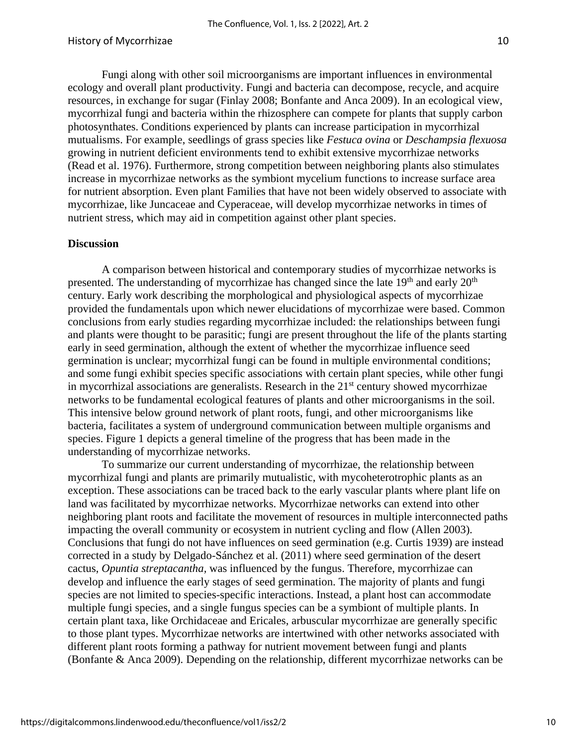Fungi along with other soil microorganisms are important influences in environmental ecology and overall plant productivity. Fungi and bacteria can decompose, recycle, and acquire resources, in exchange for sugar (Finlay 2008; Bonfante and Anca 2009). In an ecological view, mycorrhizal fungi and bacteria within the rhizosphere can compete for plants that supply carbon photosynthates. Conditions experienced by plants can increase participation in mycorrhizal mutualisms. For example, seedlings of grass species like *Festuca ovina* or *Deschampsia flexuosa* growing in nutrient deficient environments tend to exhibit extensive mycorrhizae networks (Read et al. 1976). Furthermore, strong competition between neighboring plants also stimulates increase in mycorrhizae networks as the symbiont mycelium functions to increase surface area for nutrient absorption. Even plant Families that have not been widely observed to associate with mycorrhizae, like Juncaceae and Cyperaceae, will develop mycorrhizae networks in times of nutrient stress, which may aid in competition against other plant species.

## Discussion

A comparison between historical and contemporary studies of mycorrhizae networks is presented. The understanding of mycorrhizae has changed since the late 19th and early 20th century. Early work describing the morphological and physiological aspects of mycorrhizae provided the fundamentals upon which newer elucidations of mycorrhizae were based. Common conclusions from early studies regarding mycorrhizae included: the relationships between fungi and plants were thought to be parasitic; fungi are present throughout the life of the plants starting early in seed germination, although the extent of whether the mycorrhizae influence seed germination is unclear; mycorrhizal fungi can be found in multiple environmental conditions; and some fungi exhibit species specific associations with certain plant species, while other fungi in mycorrhizal associations are generalists. Research in the 21st century showed mycorrhizae networks to be fundamental ecological features of plants and other microorganisms in the soil. This intensive below ground network of plant roots, fungi, and other microorganisms like bacteria, facilitates a system of underground communication between multiple organisms and species. Figure 1 depicts a general timeline of the progress that has been made in the understanding of mycorrhizae networks.

To summarize our current understanding of mycorrhizae, the relationship between mycorrhizal fungi and plants are primarily mutualistic, with mycoheterotrophic plants as an exception. These associations can be traced back to the early vascular plants where plant life on land was facilitated by mycorrhizae networks. Mycorrhizae networks can extend into other neighboring plant roots and facilitate the movement of resources in multiple interconnected paths impacting the overall community or ecosystem in nutrient cycling and flow (Allen 2003). Conclusions that fungi do not have influences on seed germination (e.g. Curtis 1939) are instead corrected in a study by Delgado-Sánchez et al. (2011) where seed germination of the desert cactus, *Opuntia streptacantha*, was influenced by the fungus. Therefore, mycorrhizae can develop and influence the early stages of seed germination. The majority of plants and fungi species are not limited to species-specific interactions. Instead, a plant host can accommodate multiple fungi species, and a single fungus species can be a symbiont of multiple plants. In certain plant taxa, like Orchidaceae and Ericales, arbuscular mycorrhizae are generally specific to those plant types. Mycorrhizae networks are intertwined with other networks associated with different plant roots forming a pathway for nutrient movement between fungi and plants (Bonfante & Anca 2009). Depending on the relationship, different mycorrhizae networks can be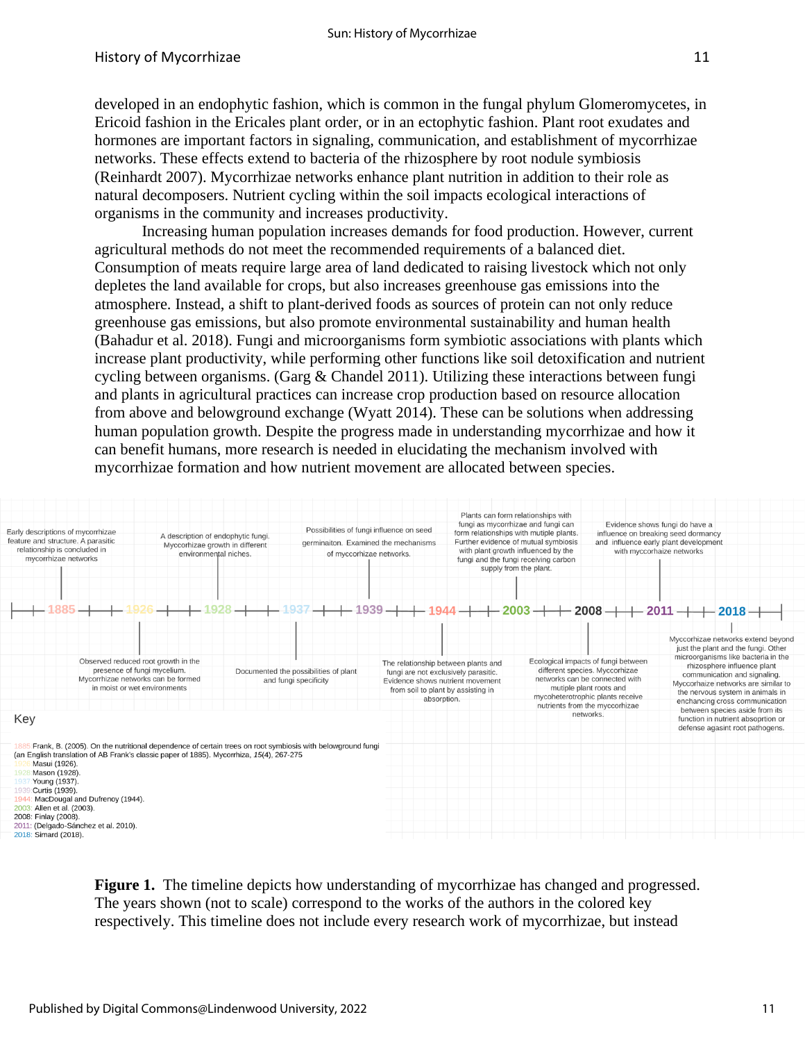developed in an endophytic fashion, which is common in the fungal phylum Glomeromycetes, in Ericoid fashion in the Ericales plant order, or in an ectophytic fashion. Plant root exudates and hormones are important factors in signaling, communication, and establishment of mycorrhizae networks. These effects extend to bacteria of the rhizosphere by root nodule symbiosis (Reinhardt 2007). Mycorrhizae networks enhance plant nutrition in addition to their role as natural decomposers. Nutrient cycling within the soil impacts ecological interactions of organisms in the community and increases productivity.

Increasing human population increases demands for food production. However, current agricultural methods do not meet the recommended requirements of a balanced diet. Consumption of meats require large area of land dedicated to raising livestock which not only depletes the land available for crops, but also increases greenhouse gas emissions into the atmosphere. Instead, a shift to plant-derived foods as sources of protein can not only reduce greenhouse gas emissions, but also promote environmental sustainability and human health (Bahadur et al. 2018). Fungi and microorganisms form symbiotic associations with plants which increase plant productivity, while performing other functions like soil detoxification and nutrient cycling between organisms. (Garg & Chandel 2011). Utilizing these interactions between fungi and plants in agricultural practices can increase crop production based on resource allocation from above and belowground exchange (Wyatt 2014). These can be solutions when addressing human population growth. Despite the progress made in understanding mycorrhizae and how it can benefit humans, more research is needed in elucidating the mechanism involved with mycorrhizae formation and how nutrient movement are allocated between species.

1885 — Early descriptions of mycorrhizae feature and structure. A parasitic relationship is concluded in mycorrhizae networks

1926 — Observed reduced root growth in the presence of fungi mycelium. Mycorrhizae networks can be formed in moist or wet environments

1928 — A description of endophytic fungi. Myccorhizae growth in different environmental niches.

1937 — Documented the possibilities of plant and fungi specificity

1939 — Possibilities of fungi influence on seed germinaiton. Examined the mechanisms of myccorhizae networks.

1944 — The relationship between plants and fungi are not exclusively parasitic. Evidence shows nutrient movement from soil to plant by assisting in absorption.

2003 — Plants can form relationships with fungi as mycorrhizae and fungi can form relationships with mutiple plants. Further evidence of mutual symbiosis with plant growth influenced by the fungi and the fungi receiving carbon supply from the plant.

2008 — Ecological impacts of fungi between different species. Myccorhizae networks can be connected with mutiple plant roots and mycoheterotrophic plants receive nutrients from the myccorhizae networks.

2011 — Evidence shows fungi do have a influence on breaking seed dormancy and influence early plant development with myccorhaize networks

2018 — Myccorhizae networks extend beyond just the plant and the fungi. Other microorganisms like bacteria in the rhizosphere influence plant communication and signaling. Myccorhaize networks are similar to the nervous system in animals in enchancing cross communication between species aside from its function in nutrient absoprtion or defense agasint root pathogens.

Key

1885: Frank, B. (2005). On the nutritional dependence of certain trees on root symbiosis with belowground fungi (an English translation of AB Frank's classic paper of 1885). Mycorrhiza, 15(4), 267-275
1926: Masui (1926).
1928: Mason (1928).
1937: Young (1937).
1939: Curtis (1939).
1944: MacDougal and Dufrenoy (1944).
2003: Allen et al. (2003).
2008: Finlay (2008).
2011: (Delgado-Sánchez et al. 2010).
2018: Simard (2018).

**Figure 1.** The timeline depicts how understanding of mycorrhizae has changed and progressed. The years shown (not to scale) correspond to the works of the authors in the colored key respectively. This timeline does not include every research work of mycorrhizae, but instead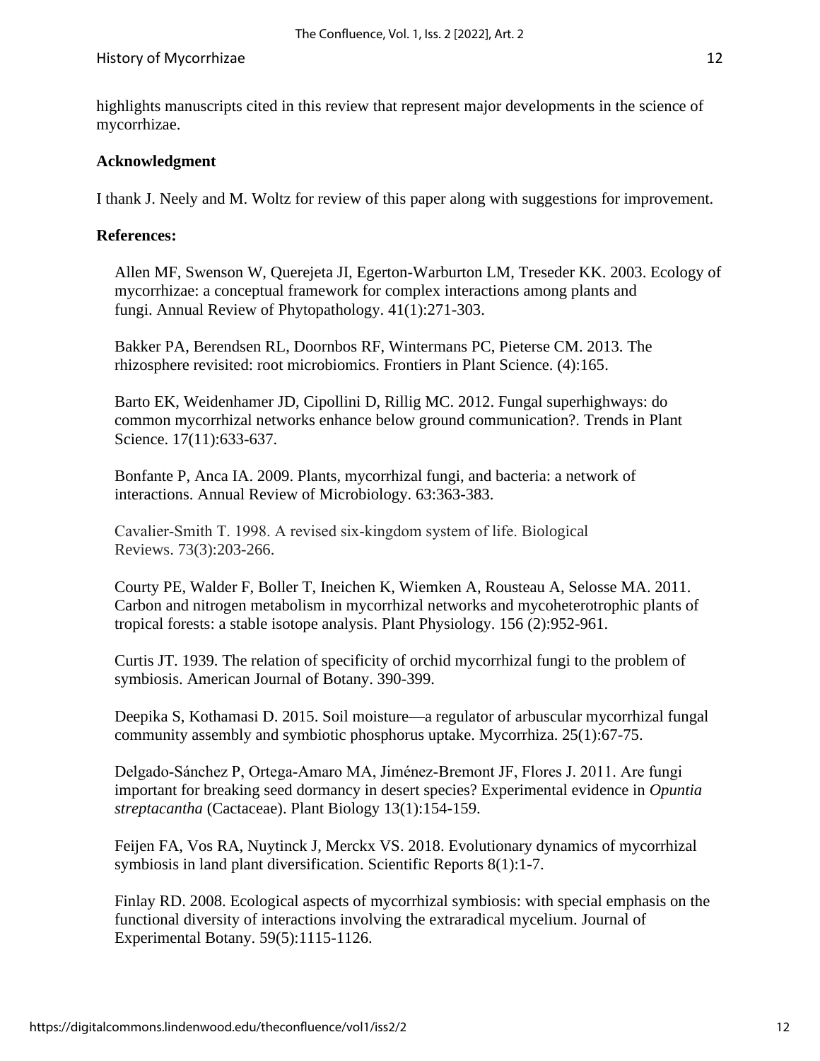highlights manuscripts cited in this review that represent major developments in the science of mycorrhizae.

**Acknowledgment**

I thank J. Neely and M. Woltz for review of this paper along with suggestions for improvement.

**References:**

Allen MF, Swenson W, Querejeta JI, Egerton-Warburton LM, Treseder KK. 2003. Ecology of mycorrhizae: a conceptual framework for complex interactions among plants and fungi. Annual Review of Phytopathology. 41(1):271-303.

Bakker PA, Berendsen RL, Doornbos RF, Wintermans PC, Pieterse CM. 2013. The rhizosphere revisited: root microbiomics. Frontiers in Plant Science. (4):165.

Barto EK, Weidenhamer JD, Cipollini D, Rillig MC. 2012. Fungal superhighways: do common mycorrhizal networks enhance below ground communication?. Trends in Plant Science. 17(11):633-637.

Bonfante P, Anca IA. 2009. Plants, mycorrhizal fungi, and bacteria: a network of interactions. Annual Review of Microbiology. 63:363-383.

Cavalier-Smith T. 1998. A revised six-kingdom system of life. Biological Reviews. 73(3):203-266.

Courty PE, Walder F, Boller T, Ineichen K, Wiemken A, Rousteau A, Selosse MA. 2011. Carbon and nitrogen metabolism in mycorrhizal networks and mycoheterotrophic plants of tropical forests: a stable isotope analysis. Plant Physiology. 156 (2):952-961.

Curtis JT. 1939. The relation of specificity of orchid mycorrhizal fungi to the problem of symbiosis. American Journal of Botany. 390-399.

Deepika S, Kothamasi D. 2015. Soil moisture—a regulator of arbuscular mycorrhizal fungal community assembly and symbiotic phosphorus uptake. Mycorrhiza. 25(1):67-75.

Delgado-Sánchez P, Ortega-Amaro MA, Jiménez-Bremont JF, Flores J. 2011. Are fungi important for breaking seed dormancy in desert species? Experimental evidence in *Opuntia streptacantha* (Cactaceae). Plant Biology 13(1):154-159.

Feijen FA, Vos RA, Nuytinck J, Merckx VS. 2018. Evolutionary dynamics of mycorrhizal symbiosis in land plant diversification. Scientific Reports 8(1):1-7.

Finlay RD. 2008. Ecological aspects of mycorrhizal symbiosis: with special emphasis on the functional diversity of interactions involving the extraradical mycelium. Journal of Experimental Botany. 59(5):1115-1126.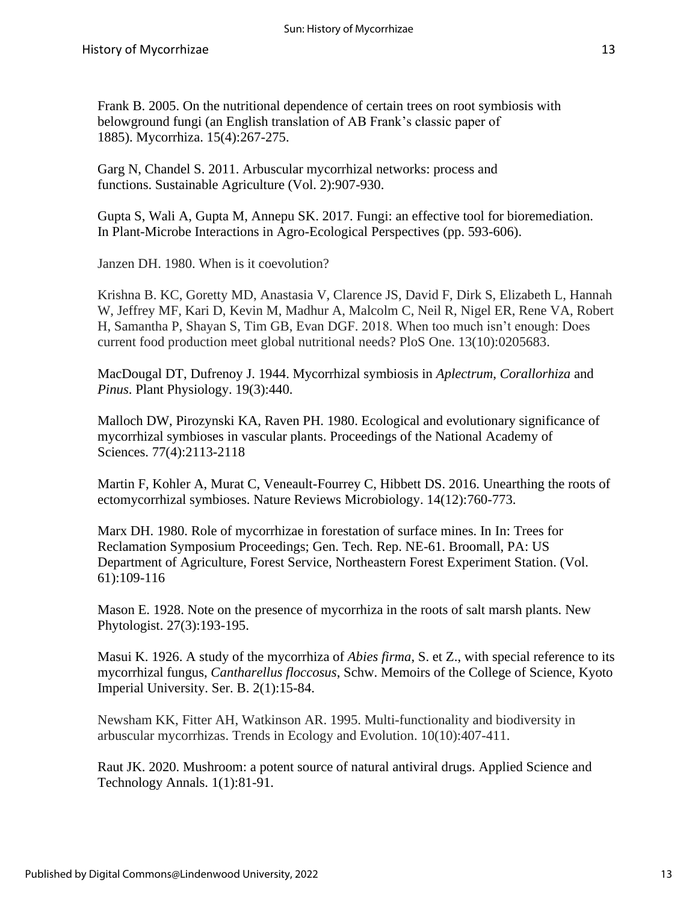Frank B. 2005. On the nutritional dependence of certain trees on root symbiosis with belowground fungi (an English translation of AB Frank's classic paper of 1885). Mycorrhiza. 15(4):267-275.

Garg N, Chandel S. 2011. Arbuscular mycorrhizal networks: process and functions. Sustainable Agriculture (Vol. 2):907-930.

Gupta S, Wali A, Gupta M, Annepu SK. 2017. Fungi: an effective tool for bioremediation. In Plant-Microbe Interactions in Agro-Ecological Perspectives (pp. 593-606).

Janzen DH. 1980. When is it coevolution?

Krishna B. KC, Goretty MD, Anastasia V, Clarence JS, David F, Dirk S, Elizabeth L, Hannah W, Jeffrey MF, Kari D, Kevin M, Madhur A, Malcolm C, Neil R, Nigel ER, Rene VA, Robert H, Samantha P, Shayan S, Tim GB, Evan DGF. 2018. When too much isn't enough: Does current food production meet global nutritional needs? PloS One. 13(10):0205683.

MacDougal DT, Dufrenoy J. 1944. Mycorrhizal symbiosis in *Aplectrum*, *Corallorhiza* and *Pinus*. Plant Physiology. 19(3):440.

Malloch DW, Pirozynski KA, Raven PH. 1980. Ecological and evolutionary significance of mycorrhizal symbioses in vascular plants. Proceedings of the National Academy of Sciences. 77(4):2113-2118

Martin F, Kohler A, Murat C, Veneault-Fourrey C, Hibbett DS. 2016. Unearthing the roots of ectomycorrhizal symbioses. Nature Reviews Microbiology. 14(12):760-773.

Marx DH. 1980. Role of mycorrhizae in forestation of surface mines. In In: Trees for Reclamation Symposium Proceedings; Gen. Tech. Rep. NE-61. Broomall, PA: US Department of Agriculture, Forest Service, Northeastern Forest Experiment Station. (Vol. 61):109-116

Mason E. 1928. Note on the presence of mycorrhiza in the roots of salt marsh plants. New Phytologist. 27(3):193-195.

Masui K. 1926. A study of the mycorrhiza of *Abies firma*, S. et Z., with special reference to its mycorrhizal fungus, *Cantharellus floccosus*, Schw. Memoirs of the College of Science, Kyoto Imperial University. Ser. B. 2(1):15-84.

Newsham KK, Fitter AH, Watkinson AR. 1995. Multi-functionality and biodiversity in arbuscular mycorrhizas. Trends in Ecology and Evolution. 10(10):407-411.

Raut JK. 2020. Mushroom: a potent source of natural antiviral drugs. Applied Science and Technology Annals. 1(1):81-91.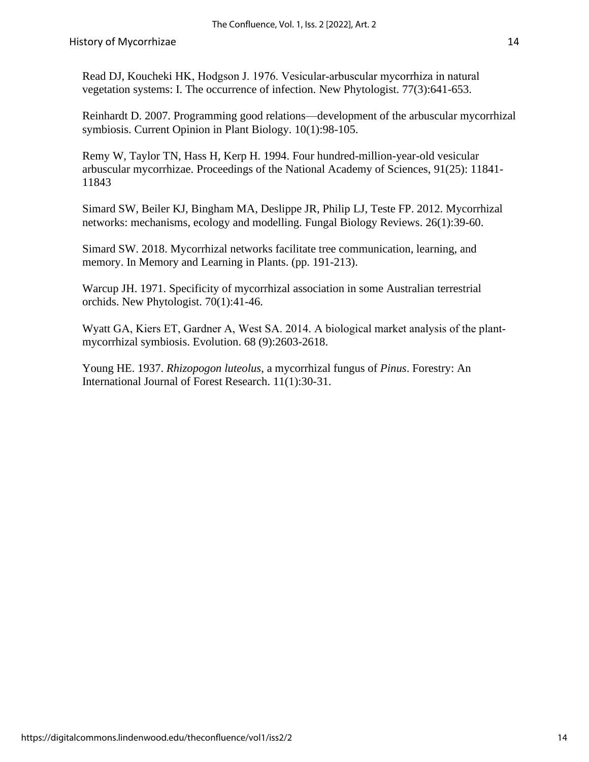Read DJ, Koucheki HK, Hodgson J. 1976. Vesicular-arbuscular mycorrhiza in natural vegetation systems: I. The occurrence of infection. New Phytologist. 77(3):641-653.

Reinhardt D. 2007. Programming good relations—development of the arbuscular mycorrhizal symbiosis. Current Opinion in Plant Biology. 10(1):98-105.

Remy W, Taylor TN, Hass H, Kerp H. 1994. Four hundred-million-year-old vesicular arbuscular mycorrhizae. Proceedings of the National Academy of Sciences, 91(25): 11841-11843

Simard SW, Beiler KJ, Bingham MA, Deslippe JR, Philip LJ, Teste FP. 2012. Mycorrhizal networks: mechanisms, ecology and modelling. Fungal Biology Reviews. 26(1):39-60.

Simard SW. 2018. Mycorrhizal networks facilitate tree communication, learning, and memory. In Memory and Learning in Plants. (pp. 191-213).

Warcup JH. 1971. Specificity of mycorrhizal association in some Australian terrestrial orchids. New Phytologist. 70(1):41-46.

Wyatt GA, Kiers ET, Gardner A, West SA. 2014. A biological market analysis of the plant-mycorrhizal symbiosis. Evolution. 68 (9):2603-2618.

Young HE. 1937. *Rhizopogon luteolus*, a mycorrhizal fungus of *Pinus*. Forestry: An International Journal of Forest Research. 11(1):30-31.